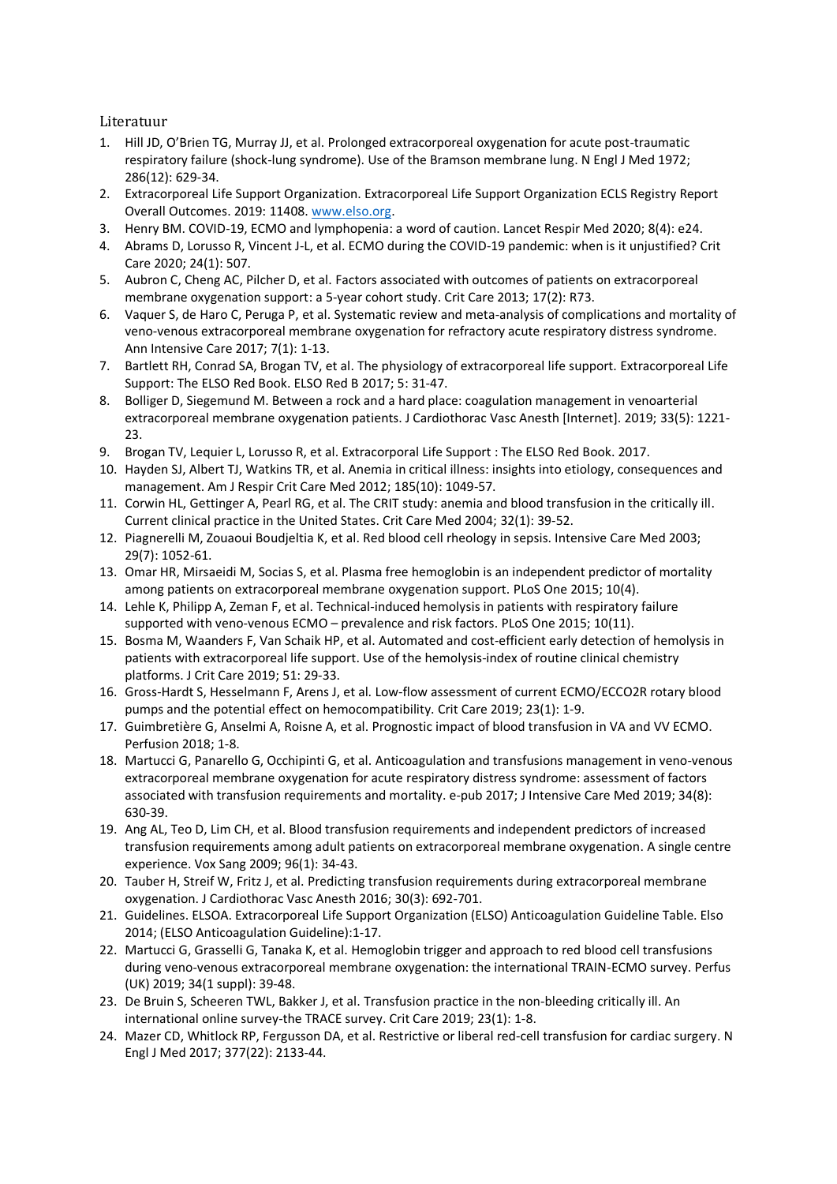## Literatuur

1. Hill JD, O'Brien TG, Murray JJ, et al. Prolonged extracorporeal oxygenation for acute post-traumatic respiratory failure (shock-lung syndrome). Use of the Bramson membrane lung. N Engl J Med 1972; 286(12): 629-34.
2. Extracorporeal Life Support Organization. Extracorporeal Life Support Organization ECLS Registry Report Overall Outcomes. 2019: 11408. www.elso.org.
3. Henry BM. COVID-19, ECMO and lymphopenia: a word of caution. Lancet Respir Med 2020; 8(4): e24.
4. Abrams D, Lorusso R, Vincent J-L, et al. ECMO during the COVID-19 pandemic: when is it unjustified? Crit Care 2020; 24(1): 507.
5. Aubron C, Cheng AC, Pilcher D, et al. Factors associated with outcomes of patients on extracorporeal membrane oxygenation support: a 5-year cohort study. Crit Care 2013; 17(2): R73.
6. Vaquer S, de Haro C, Peruga P, et al. Systematic review and meta-analysis of complications and mortality of veno-venous extracorporeal membrane oxygenation for refractory acute respiratory distress syndrome. Ann Intensive Care 2017; 7(1): 1-13.
7. Bartlett RH, Conrad SA, Brogan TV, et al. The physiology of extracorporeal life support. Extracorporeal Life Support: The ELSO Red Book. ELSO Red B 2017; 5: 31-47.
8. Bolliger D, Siegemund M. Between a rock and a hard place: coagulation management in venoarterial extracorporeal membrane oxygenation patients. J Cardiothorac Vasc Anesth [Internet]. 2019; 33(5): 1221-23.
9. Brogan TV, Lequier L, Lorusso R, et al. Extracorporal Life Support : The ELSO Red Book. 2017.
10. Hayden SJ, Albert TJ, Watkins TR, et al. Anemia in critical illness: insights into etiology, consequences and management. Am J Respir Crit Care Med 2012; 185(10): 1049-57.
11. Corwin HL, Gettinger A, Pearl RG, et al. The CRIT study: anemia and blood transfusion in the critically ill. Current clinical practice in the United States. Crit Care Med 2004; 32(1): 39-52.
12. Piagnerelli M, Zouaoui Boudjeltia K, et al. Red blood cell rheology in sepsis. Intensive Care Med 2003; 29(7): 1052-61.
13. Omar HR, Mirsaeidi M, Socias S, et al. Plasma free hemoglobin is an independent predictor of mortality among patients on extracorporeal membrane oxygenation support. PLoS One 2015; 10(4).
14. Lehle K, Philipp A, Zeman F, et al. Technical-induced hemolysis in patients with respiratory failure supported with veno-venous ECMO – prevalence and risk factors. PLoS One 2015; 10(11).
15. Bosma M, Waanders F, Van Schaik HP, et al. Automated and cost-efficient early detection of hemolysis in patients with extracorporeal life support. Use of the hemolysis-index of routine clinical chemistry platforms. J Crit Care 2019; 51: 29-33.
16. Gross-Hardt S, Hesselmann F, Arens J, et al. Low-flow assessment of current ECMO/ECCO2R rotary blood pumps and the potential effect on hemocompatibility. Crit Care 2019; 23(1): 1-9.
17. Guimbretière G, Anselmi A, Roisne A, et al. Prognostic impact of blood transfusion in VA and VV ECMO. Perfusion 2018; 1-8.
18. Martucci G, Panarello G, Occhipinti G, et al. Anticoagulation and transfusions management in veno-venous extracorporeal membrane oxygenation for acute respiratory distress syndrome: assessment of factors associated with transfusion requirements and mortality. e-pub 2017; J Intensive Care Med 2019; 34(8): 630-39.
19. Ang AL, Teo D, Lim CH, et al. Blood transfusion requirements and independent predictors of increased transfusion requirements among adult patients on extracorporeal membrane oxygenation. A single centre experience. Vox Sang 2009; 96(1): 34-43.
20. Tauber H, Streif W, Fritz J, et al. Predicting transfusion requirements during extracorporeal membrane oxygenation. J Cardiothorac Vasc Anesth 2016; 30(3): 692-701.
21. Guidelines. ELSOA. Extracorporeal Life Support Organization (ELSO) Anticoagulation Guideline Table. Elso 2014; (ELSO Anticoagulation Guideline):1-17.
22. Martucci G, Grasselli G, Tanaka K, et al. Hemoglobin trigger and approach to red blood cell transfusions during veno-venous extracorporeal membrane oxygenation: the international TRAIN-ECMO survey. Perfus (UK) 2019; 34(1 suppl): 39-48.
23. De Bruin S, Scheeren TWL, Bakker J, et al. Transfusion practice in the non-bleeding critically ill. An international online survey-the TRACE survey. Crit Care 2019; 23(1): 1-8.
24. Mazer CD, Whitlock RP, Fergusson DA, et al. Restrictive or liberal red-cell transfusion for cardiac surgery. N Engl J Med 2017; 377(22): 2133-44.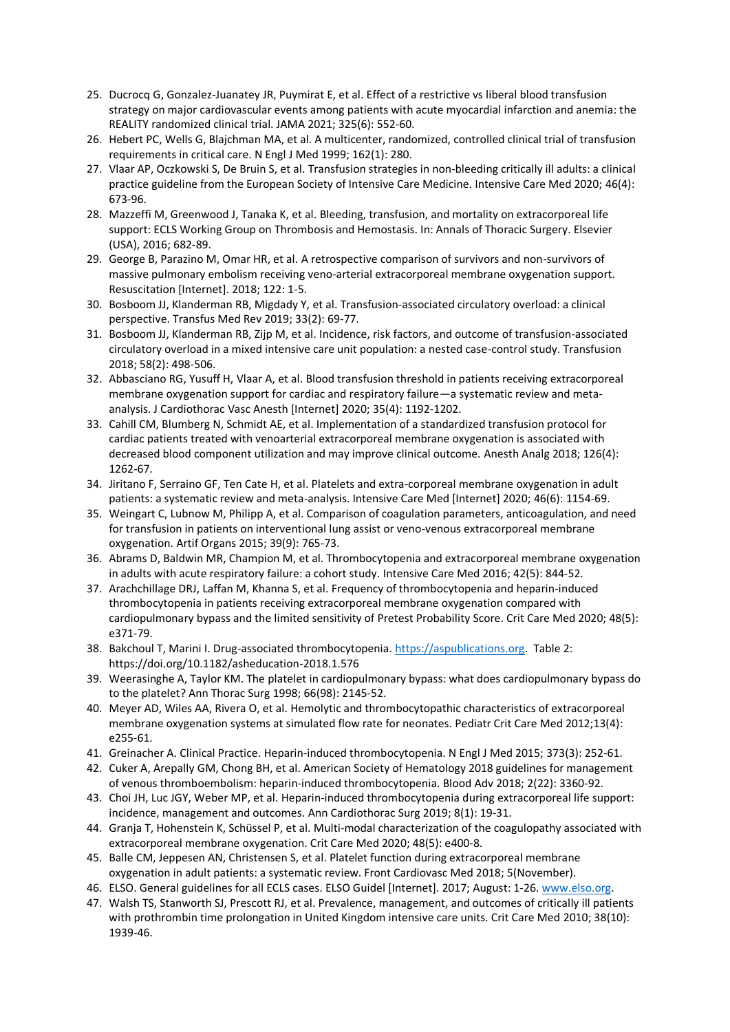25. Ducrocq G, Gonzalez-Juanatey JR, Puymirat E, et al. Effect of a restrictive vs liberal blood transfusion strategy on major cardiovascular events among patients with acute myocardial infarction and anemia: the REALITY randomized clinical trial. JAMA 2021; 325(6): 552-60.
26. Hebert PC, Wells G, Blajchman MA, et al. A multicenter, randomized, controlled clinical trial of transfusion requirements in critical care. N Engl J Med 1999; 162(1): 280.
27. Vlaar AP, Oczkowski S, De Bruin S, et al. Transfusion strategies in non-bleeding critically ill adults: a clinical practice guideline from the European Society of Intensive Care Medicine. Intensive Care Med 2020; 46(4): 673-96.
28. Mazzeffi M, Greenwood J, Tanaka K, et al. Bleeding, transfusion, and mortality on extracorporeal life support: ECLS Working Group on Thrombosis and Hemostasis. In: Annals of Thoracic Surgery. Elsevier (USA), 2016; 682-89.
29. George B, Parazino M, Omar HR, et al. A retrospective comparison of survivors and non-survivors of massive pulmonary embolism receiving veno-arterial extracorporeal membrane oxygenation support. Resuscitation [Internet]. 2018; 122: 1-5.
30. Bosboom JJ, Klanderman RB, Migdady Y, et al. Transfusion-associated circulatory overload: a clinical perspective. Transfus Med Rev 2019; 33(2): 69-77.
31. Bosboom JJ, Klanderman RB, Zijp M, et al. Incidence, risk factors, and outcome of transfusion-associated circulatory overload in a mixed intensive care unit population: a nested case-control study. Transfusion 2018; 58(2): 498-506.
32. Abbasciano RG, Yusuff H, Vlaar A, et al. Blood transfusion threshold in patients receiving extracorporeal membrane oxygenation support for cardiac and respiratory failure—a systematic review and meta-analysis. J Cardiothorac Vasc Anesth [Internet] 2020; 35(4): 1192-1202.
33. Cahill CM, Blumberg N, Schmidt AE, et al. Implementation of a standardized transfusion protocol for cardiac patients treated with venoarterial extracorporeal membrane oxygenation is associated with decreased blood component utilization and may improve clinical outcome. Anesth Analg 2018; 126(4): 1262-67.
34. Jiritano F, Serraino GF, Ten Cate H, et al. Platelets and extra-corporeal membrane oxygenation in adult patients: a systematic review and meta-analysis. Intensive Care Med [Internet] 2020; 46(6): 1154-69.
35. Weingart C, Lubnow M, Philipp A, et al. Comparison of coagulation parameters, anticoagulation, and need for transfusion in patients on interventional lung assist or veno-venous extracorporeal membrane oxygenation. Artif Organs 2015; 39(9): 765-73.
36. Abrams D, Baldwin MR, Champion M, et al. Thrombocytopenia and extracorporeal membrane oxygenation in adults with acute respiratory failure: a cohort study. Intensive Care Med 2016; 42(5): 844-52.
37. Arachchillage DRJ, Laffan M, Khanna S, et al. Frequency of thrombocytopenia and heparin-induced thrombocytopenia in patients receiving extracorporeal membrane oxygenation compared with cardiopulmonary bypass and the limited sensitivity of Pretest Probability Score. Crit Care Med 2020; 48(5): e371-79.
38. Bakchoul T, Marini I. Drug-associated thrombocytopenia. https://aspublications.org. Table 2: https://doi.org/10.1182/asheducation-2018.1.576
39. Weerasinghe A, Taylor KM. The platelet in cardiopulmonary bypass: what does cardiopulmonary bypass do to the platelet? Ann Thorac Surg 1998; 66(98): 2145-52.
40. Meyer AD, Wiles AA, Rivera O, et al. Hemolytic and thrombocytopathic characteristics of extracorporeal membrane oxygenation systems at simulated flow rate for neonates. Pediatr Crit Care Med 2012;13(4): e255-61.
41. Greinacher A. Clinical Practice. Heparin-induced thrombocytopenia. N Engl J Med 2015; 373(3): 252-61.
42. Cuker A, Arepally GM, Chong BH, et al. American Society of Hematology 2018 guidelines for management of venous thromboembolism: heparin-induced thrombocytopenia. Blood Adv 2018; 2(22): 3360-92.
43. Choi JH, Luc JGY, Weber MP, et al. Heparin-induced thrombocytopenia during extracorporeal life support: incidence, management and outcomes. Ann Cardiothorac Surg 2019; 8(1): 19-31.
44. Granja T, Hohenstein K, Schüssel P, et al. Multi-modal characterization of the coagulopathy associated with extracorporeal membrane oxygenation. Crit Care Med 2020; 48(5): e400-8.
45. Balle CM, Jeppesen AN, Christensen S, et al. Platelet function during extracorporeal membrane oxygenation in adult patients: a systematic review. Front Cardiovasc Med 2018; 5(November).
46. ELSO. General guidelines for all ECLS cases. ELSO Guidel [Internet]. 2017; August: 1-26. www.elso.org.
47. Walsh TS, Stanworth SJ, Prescott RJ, et al. Prevalence, management, and outcomes of critically ill patients with prothrombin time prolongation in United Kingdom intensive care units. Crit Care Med 2010; 38(10): 1939-46.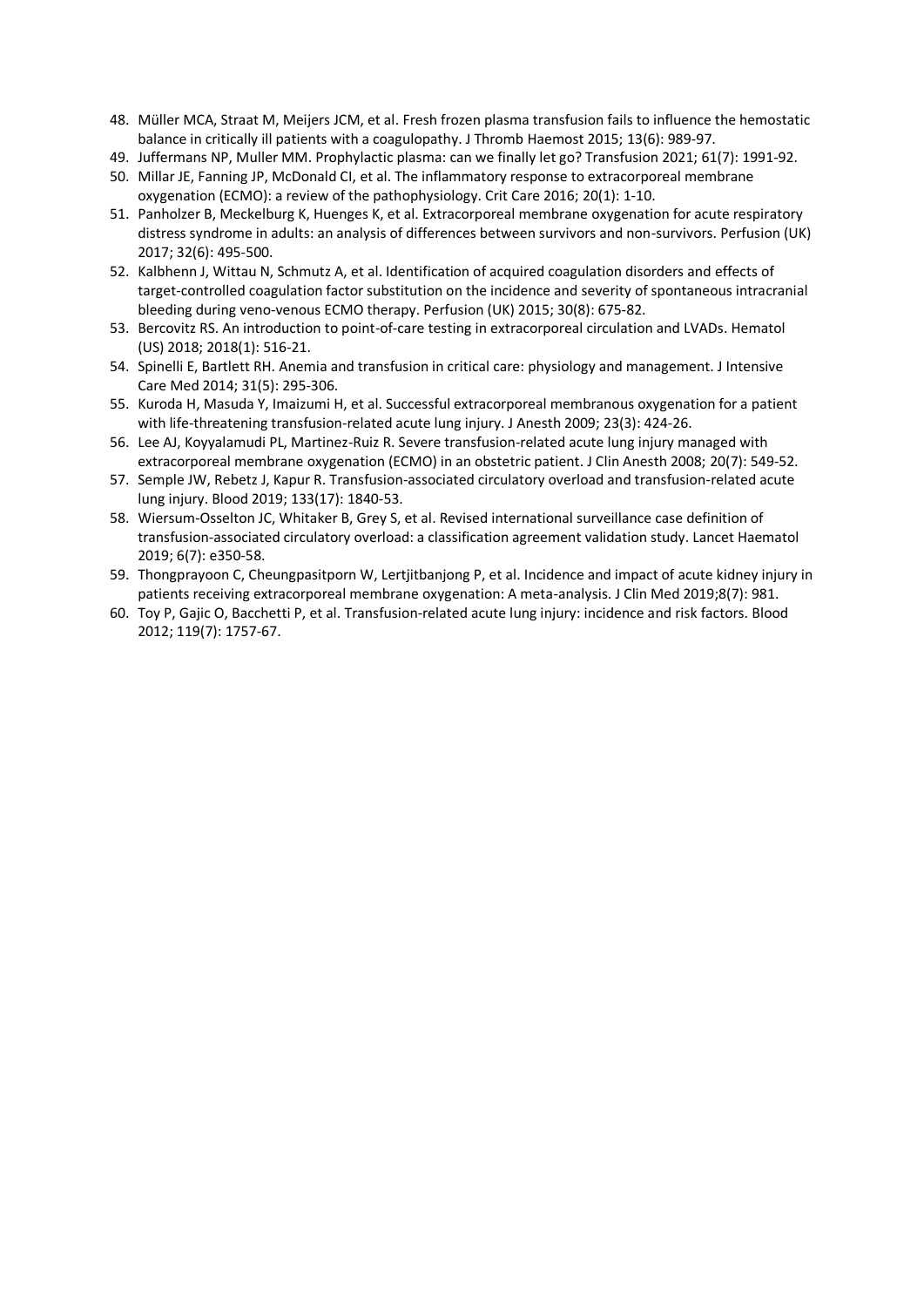48. Müller MCA, Straat M, Meijers JCM, et al. Fresh frozen plasma transfusion fails to influence the hemostatic balance in critically ill patients with a coagulopathy. J Thromb Haemost 2015; 13(6): 989-97.
49. Juffermans NP, Muller MM. Prophylactic plasma: can we finally let go? Transfusion 2021; 61(7): 1991-92.
50. Millar JE, Fanning JP, McDonald CI, et al. The inflammatory response to extracorporeal membrane oxygenation (ECMO): a review of the pathophysiology. Crit Care 2016; 20(1): 1-10.
51. Panholzer B, Meckelburg K, Huenges K, et al. Extracorporeal membrane oxygenation for acute respiratory distress syndrome in adults: an analysis of differences between survivors and non-survivors. Perfusion (UK) 2017; 32(6): 495-500.
52. Kalbhenn J, Wittau N, Schmutz A, et al. Identification of acquired coagulation disorders and effects of target-controlled coagulation factor substitution on the incidence and severity of spontaneous intracranial bleeding during veno-venous ECMO therapy. Perfusion (UK) 2015; 30(8): 675-82.
53. Bercovitz RS. An introduction to point-of-care testing in extracorporeal circulation and LVADs. Hematol (US) 2018; 2018(1): 516-21.
54. Spinelli E, Bartlett RH. Anemia and transfusion in critical care: physiology and management. J Intensive Care Med 2014; 31(5): 295-306.
55. Kuroda H, Masuda Y, Imaizumi H, et al. Successful extracorporeal membranous oxygenation for a patient with life-threatening transfusion-related acute lung injury. J Anesth 2009; 23(3): 424-26.
56. Lee AJ, Koyyalamudi PL, Martinez-Ruiz R. Severe transfusion-related acute lung injury managed with extracorporeal membrane oxygenation (ECMO) in an obstetric patient. J Clin Anesth 2008; 20(7): 549-52.
57. Semple JW, Rebetz J, Kapur R. Transfusion-associated circulatory overload and transfusion-related acute lung injury. Blood 2019; 133(17): 1840-53.
58. Wiersum-Osselton JC, Whitaker B, Grey S, et al. Revised international surveillance case definition of transfusion-associated circulatory overload: a classification agreement validation study. Lancet Haematol 2019; 6(7): e350-58.
59. Thongprayoon C, Cheungpasitporn W, Lertjitbanjong P, et al. Incidence and impact of acute kidney injury in patients receiving extracorporeal membrane oxygenation: A meta-analysis. J Clin Med 2019;8(7): 981.
60. Toy P, Gajic O, Bacchetti P, et al. Transfusion-related acute lung injury: incidence and risk factors. Blood 2012; 119(7): 1757-67.